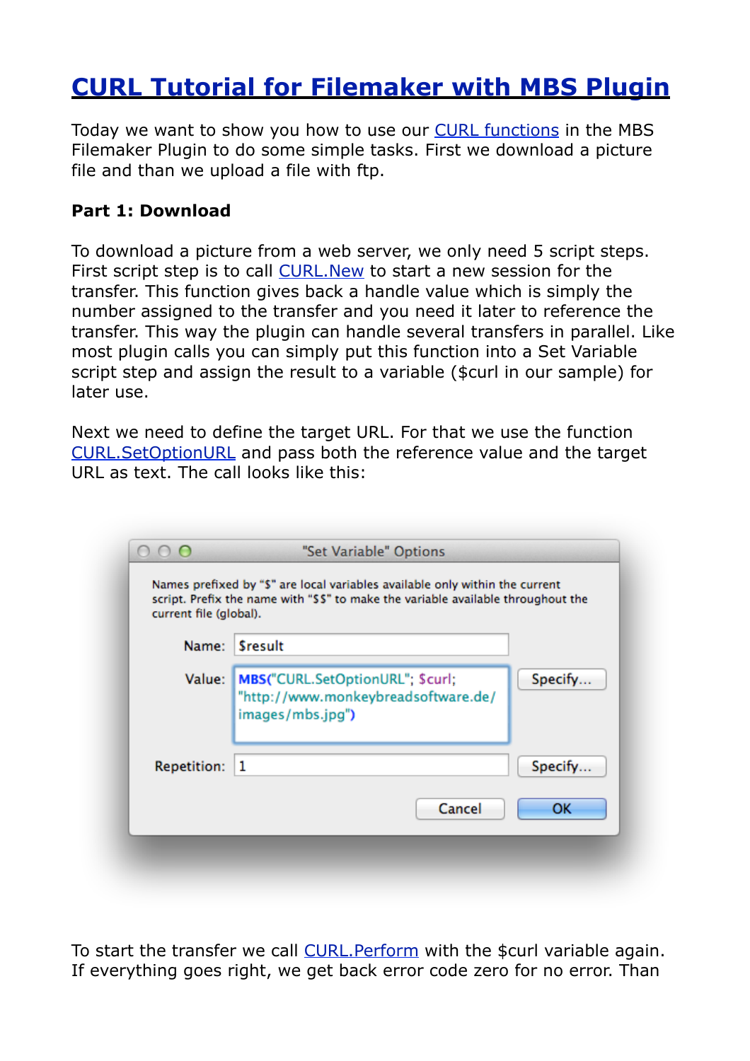# CURL Tutorial for Filemaker with MBS Plugin

Today we want to show you how to use our CURL functions in the MBS Filemaker Plugin to do some simple tasks. First we download a picture file and than we upload a file with ftp.

**Part 1: Download**

To download a picture from a web server, we only need 5 script steps. First script step is to call CURL.New to start a new session for the transfer. This function gives back a handle value which is simply the number assigned to the transfer and you need it later to reference the transfer. This way the plugin can handle several transfers in parallel. Like most plugin calls you can simply put this function into a Set Variable script step and assign the result to a variable ($curl in our sample) for later use.

Next we need to define the target URL. For that we use the function CURL.SetOptionURL and pass both the reference value and the target URL as text. The call looks like this:

```
"Set Variable" Options

Names prefixed by "$" are local variables available only within the current
script. Prefix the name with "$$" to make the variable available throughout the
current file (global).

Name: $result
Value: MBS("CURL.SetOptionURL"; $curl; "http://www.monkeybreadsoftware.de/images/mbs.jpg")
Repetition: 1
```

To start the transfer we call CURL.Perform with the $curl variable again. If everything goes right, we get back error code zero for no error. Than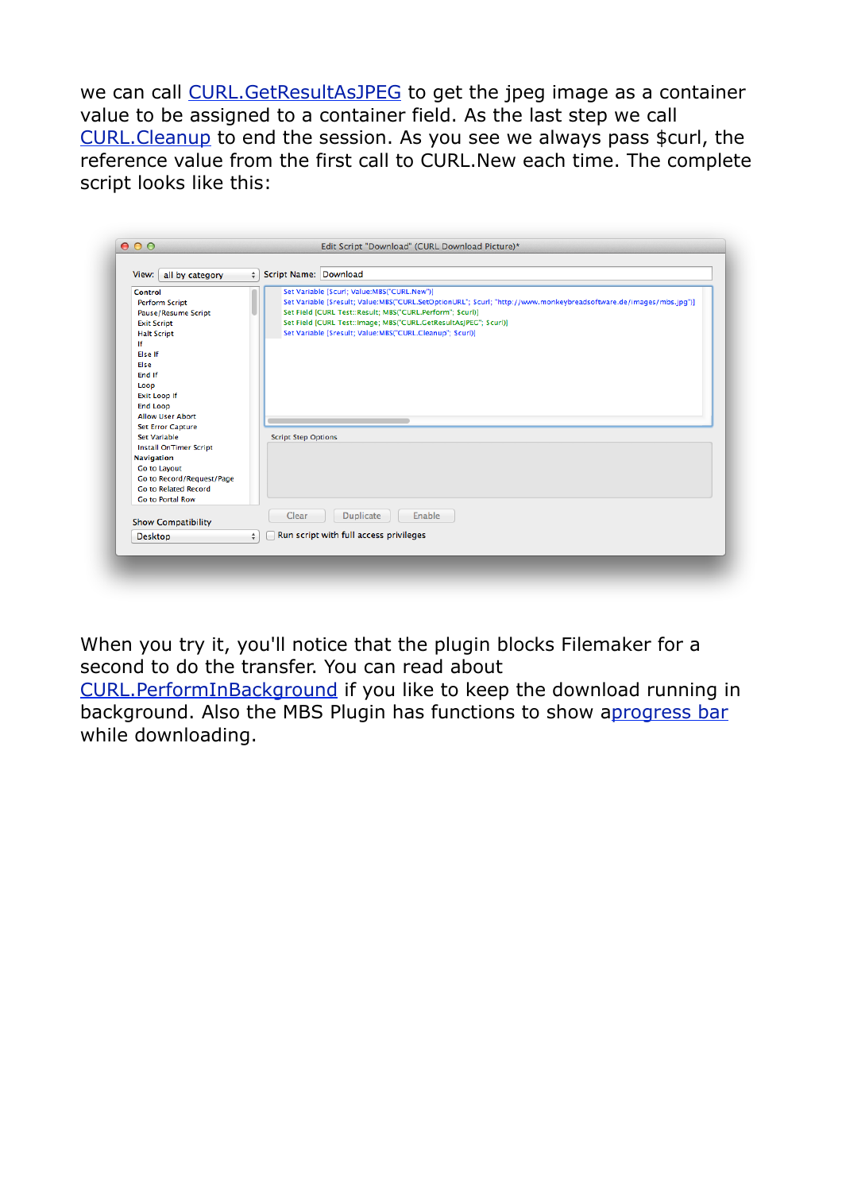we can call [CURL.GetResultAsJPEG](CURL.GetResultAsJPEG) to get the jpeg image as a container value to be assigned to a container field. As the last step we call [CURL.Cleanup](CURL.Cleanup) to end the session. As you see we always pass $curl, the reference value from the first call to CURL.New each time. The complete script looks like this:

```
Set Variable [$curl; Value:MBS("CURL.New")]
Set Variable [$result; Value:MBS("CURL.SetOptionURL"; $curl; "http://www.monkeybreadsoftware.de/images/mbs.jpg")]
Set Field [CURL Test::Result; MBS("CURL.Perform"; $curl)]
Set Field [CURL Test::Image; MBS("CURL.GetResultAsJPEG"; $curl)]
Set Variable [$result; Value:MBS("CURL.Cleanup"; $curl)]
```

When you try it, you'll notice that the plugin blocks Filemaker for a second to do the transfer. You can read about [CURL.PerformInBackground](CURL.PerformInBackground) if you like to keep the download running in background. Also the MBS Plugin has functions to show a[progress bar](progress bar) while downloading.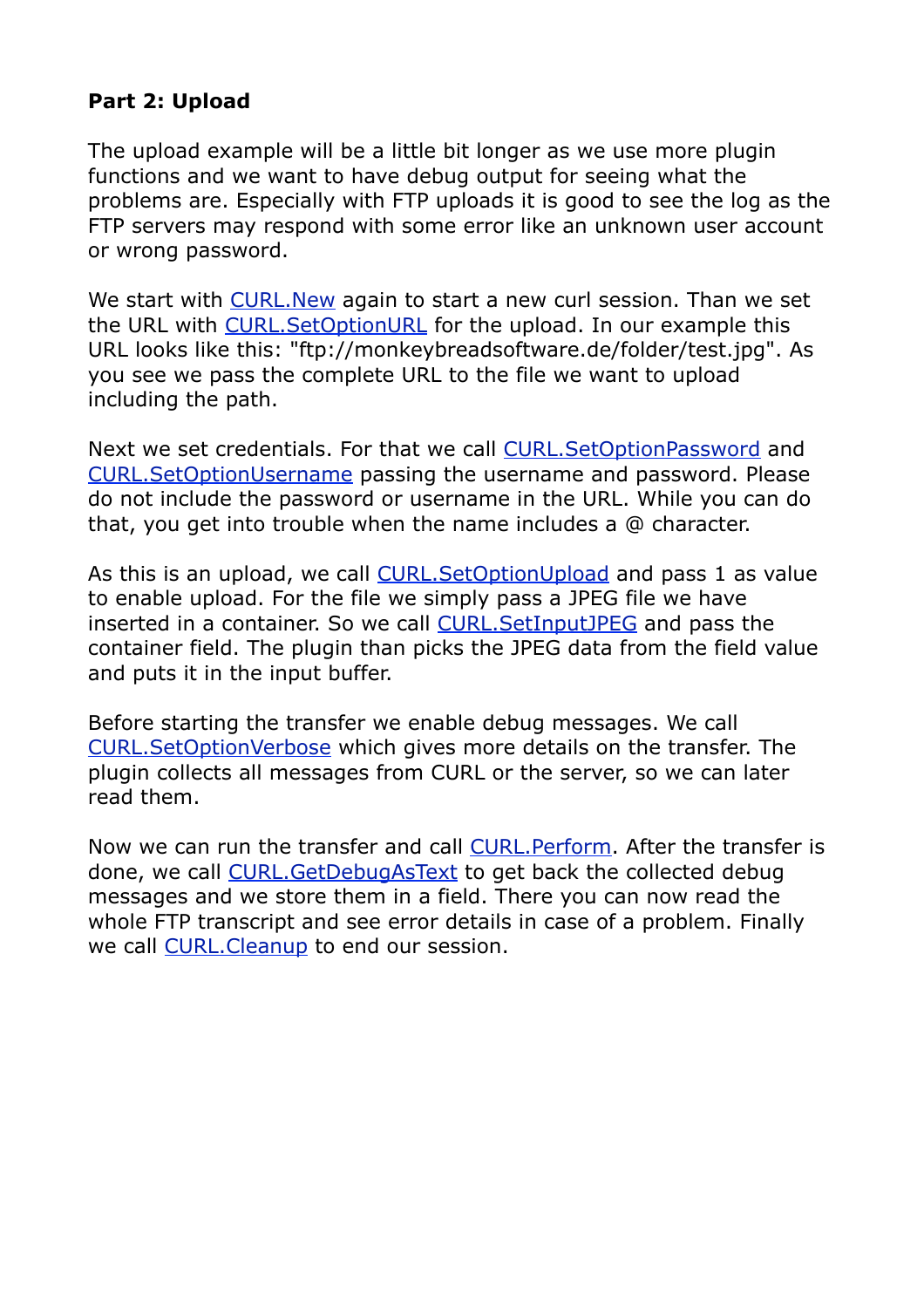**Part 2: Upload**

The upload example will be a little bit longer as we use more plugin functions and we want to have debug output for seeing what the problems are. Especially with FTP uploads it is good to see the log as the FTP servers may respond with some error like an unknown user account or wrong password.

We start with CURL.New again to start a new curl session. Than we set the URL with CURL.SetOptionURL for the upload. In our example this URL looks like this: "ftp://monkeybreadsoftware.de/folder/test.jpg". As you see we pass the complete URL to the file we want to upload including the path.

Next we set credentials. For that we call CURL.SetOptionPassword and CURL.SetOptionUsername passing the username and password. Please do not include the password or username in the URL. While you can do that, you get into trouble when the name includes a @ character.

As this is an upload, we call CURL.SetOptionUpload and pass 1 as value to enable upload. For the file we simply pass a JPEG file we have inserted in a container. So we call CURL.SetInputJPEG and pass the container field. The plugin than picks the JPEG data from the field value and puts it in the input buffer.

Before starting the transfer we enable debug messages. We call CURL.SetOptionVerbose which gives more details on the transfer. The plugin collects all messages from CURL or the server, so we can later read them.

Now we can run the transfer and call CURL.Perform. After the transfer is done, we call CURL.GetDebugAsText to get back the collected debug messages and we store them in a field. There you can now read the whole FTP transcript and see error details in case of a problem. Finally we call CURL.Cleanup to end our session.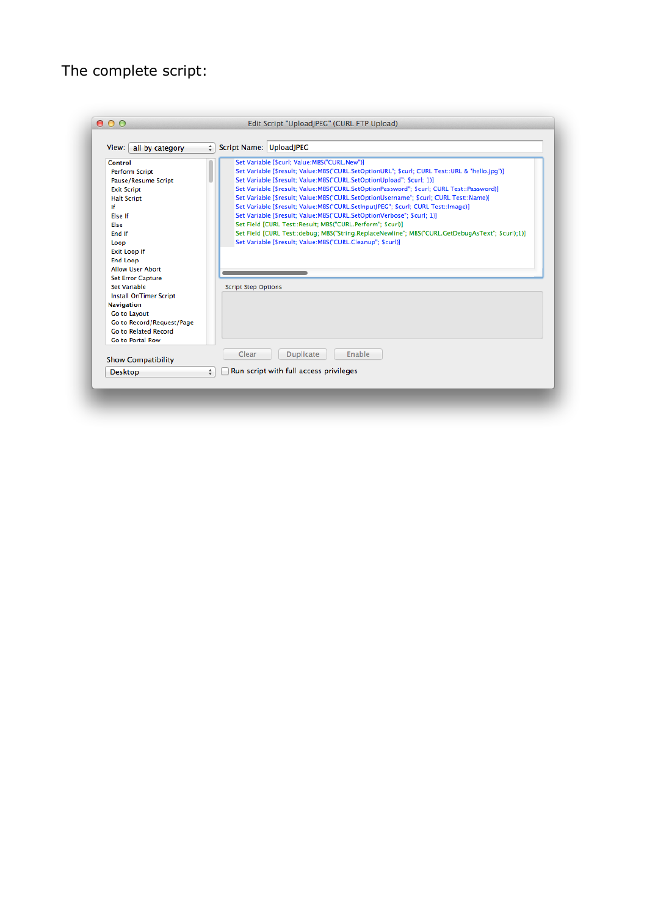The complete script:

```
Set Variable [$curl; Value:MBS("CURL.New")]
Set Variable [$result; Value:MBS("CURL.SetOptionURL"; $curl; CURL Test::URL & "hello.jpg")]
Set Variable [$result; Value:MBS("CURL.SetOptionUpload"; $curl; 1)]
Set Variable [$result; Value:MBS("CURL.SetOptionPassword"; $curl; CURL Test::Password)]
Set Variable [$result; Value:MBS("CURL.SetOptionUsername"; $curl; CURL Test::Name)]
Set Variable [$result; Value:MBS("CURL.SetInputJPEG"; $curl; CURL Test::Image)]
Set Variable [$result; Value:MBS("CURL.SetOptionVerbose"; $curl; 1)]
Set Field [CURL Test::Result; MBS("CURL.Perform"; $curl)]
Set Field [CURL Test::debug; MBS("String.ReplaceNewline"; MBS("CURL.GetDebugAsText"; $curl);1)]
Set Variable [$result; Value:MBS("CURL.Cleanup"; $curl)]
```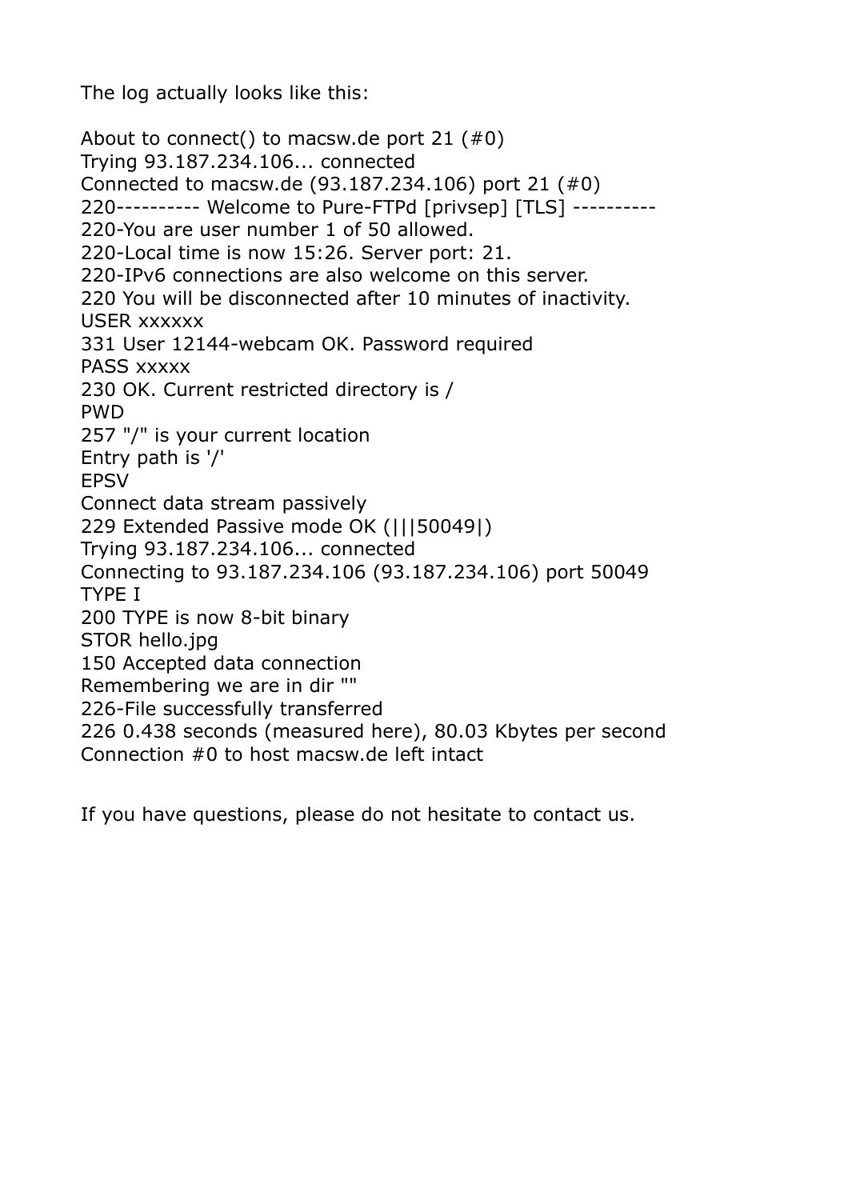The log actually looks like this:

```
About to connect() to macsw.de port 21 (#0)
Trying 93.187.234.106... connected
Connected to macsw.de (93.187.234.106) port 21 (#0)
220---------- Welcome to Pure-FTPd [privsep] [TLS] ----------
220-You are user number 1 of 50 allowed.
220-Local time is now 15:26. Server port: 21.
220-IPv6 connections are also welcome on this server.
220 You will be disconnected after 10 minutes of inactivity.
USER xxxxxx
331 User 12144-webcam OK. Password required
PASS xxxxx
230 OK. Current restricted directory is /
PWD
257 "/" is your current location
Entry path is '/'
EPSV
Connect data stream passively
229 Extended Passive mode OK (|||50049|)
Trying 93.187.234.106... connected
Connecting to 93.187.234.106 (93.187.234.106) port 50049
TYPE I
200 TYPE is now 8-bit binary
STOR hello.jpg
150 Accepted data connection
Remembering we are in dir ""
226-File successfully transferred
226 0.438 seconds (measured here), 80.03 Kbytes per second
Connection #0 to host macsw.de left intact
```

If you have questions, please do not hesitate to contact us.